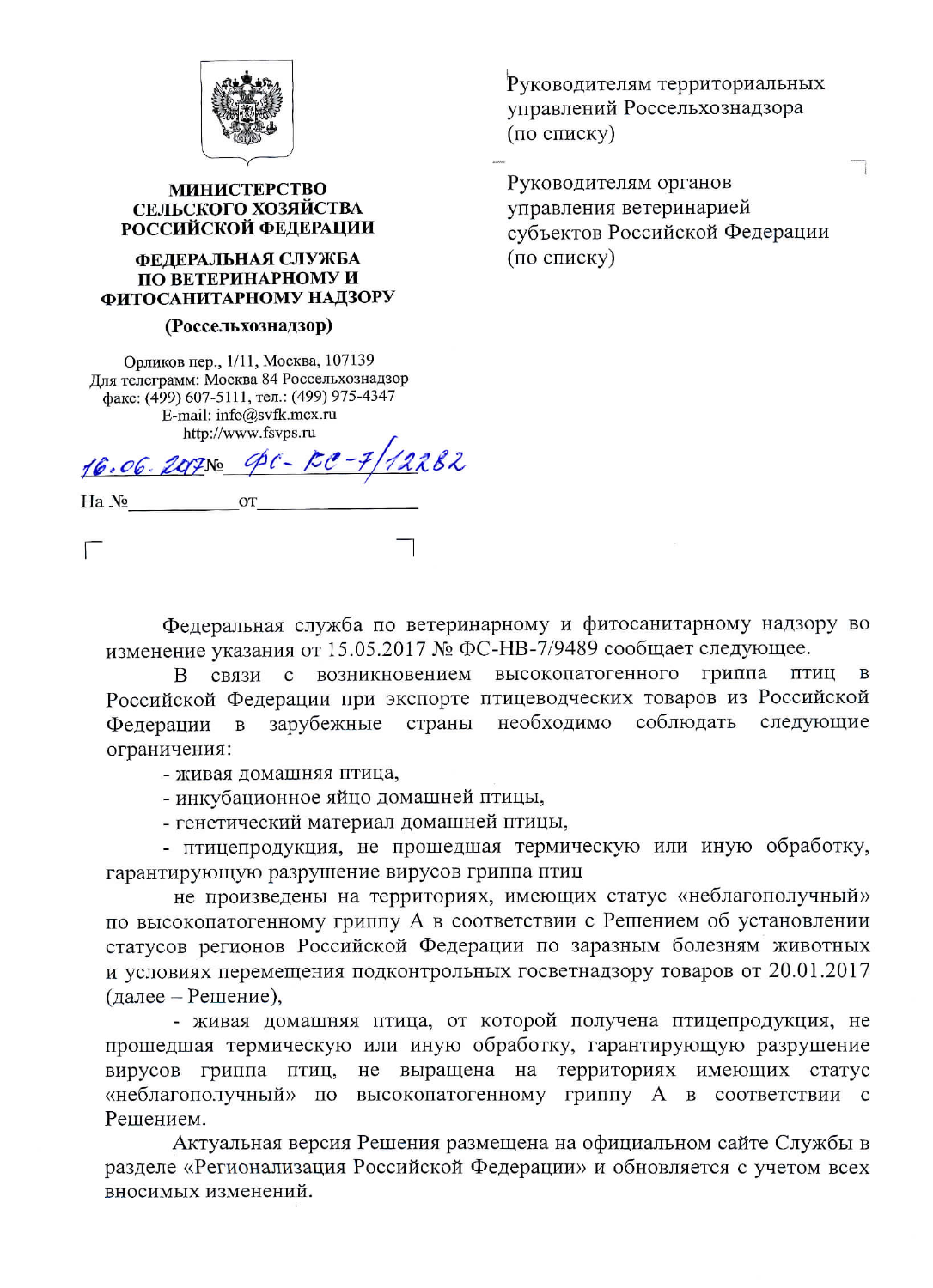**МИНИСТЕРСТВО СЕЛЬСКОГО ХОЗЯЙСТВА РОССИЙСКОЙ ФЕДЕРАЦИИ**

**ФЕДЕРАЛЬНАЯ СЛУЖБА ПО ВЕТЕРИНАРНОМУ И ФИТОСАНИТАРНОМУ НАДЗОРУ**

**(Россельхознадзор)**

Орликов пер., 1/11, Москва, 107139
Для телеграмм: Москва 84 Россельхознадзор
факс: (499) 607-5111, тел.: (499) 975-4347
E-mail: info@svfk.mcx.ru
http://www.fsvps.ru

16.06.2017 № ФС-КС-7/12282

На № ____________ от ________________

Руководителям территориальных управлений Россельхознадзора (по списку)

Руководителям органов управления ветеринарией субъектов Российской Федерации (по списку)

Федеральная служба по ветеринарному и фитосанитарному надзору во изменение указания от 15.05.2017 № ФС-НВ-7/9489 сообщает следующее.

В связи с возникновением высокопатогенного гриппа птиц в Российской Федерации при экспорте птицеводческих товаров из Российской Федерации в зарубежные страны необходимо соблюдать следующие ограничения:

- живая домашняя птица,
- инкубационное яйцо домашней птицы,
- генетический материал домашней птицы,
- птицепродукция, не прошедшая термическую или иную обработку, гарантирующую разрушение вирусов гриппа птиц

не произведены на территориях, имеющих статус «неблагополучный» по высокопатогенному гриппу А в соответствии с Решением об установлении статусов регионов Российской Федерации по заразным болезням животных и условиях перемещения подконтрольных госветнадзору товаров от 20.01.2017 (далее – Решение),

- живая домашняя птица, от которой получена птицепродукция, не прошедшая термическую или иную обработку, гарантирующую разрушение вирусов гриппа птиц, не выращена на территориях имеющих статус «неблагополучный» по высокопатогенному гриппу А в соответствии с Решением.

Актуальная версия Решения размещена на официальном сайте Службы в разделе «Регионализация Российской Федерации» и обновляется с учетом всех вносимых изменений.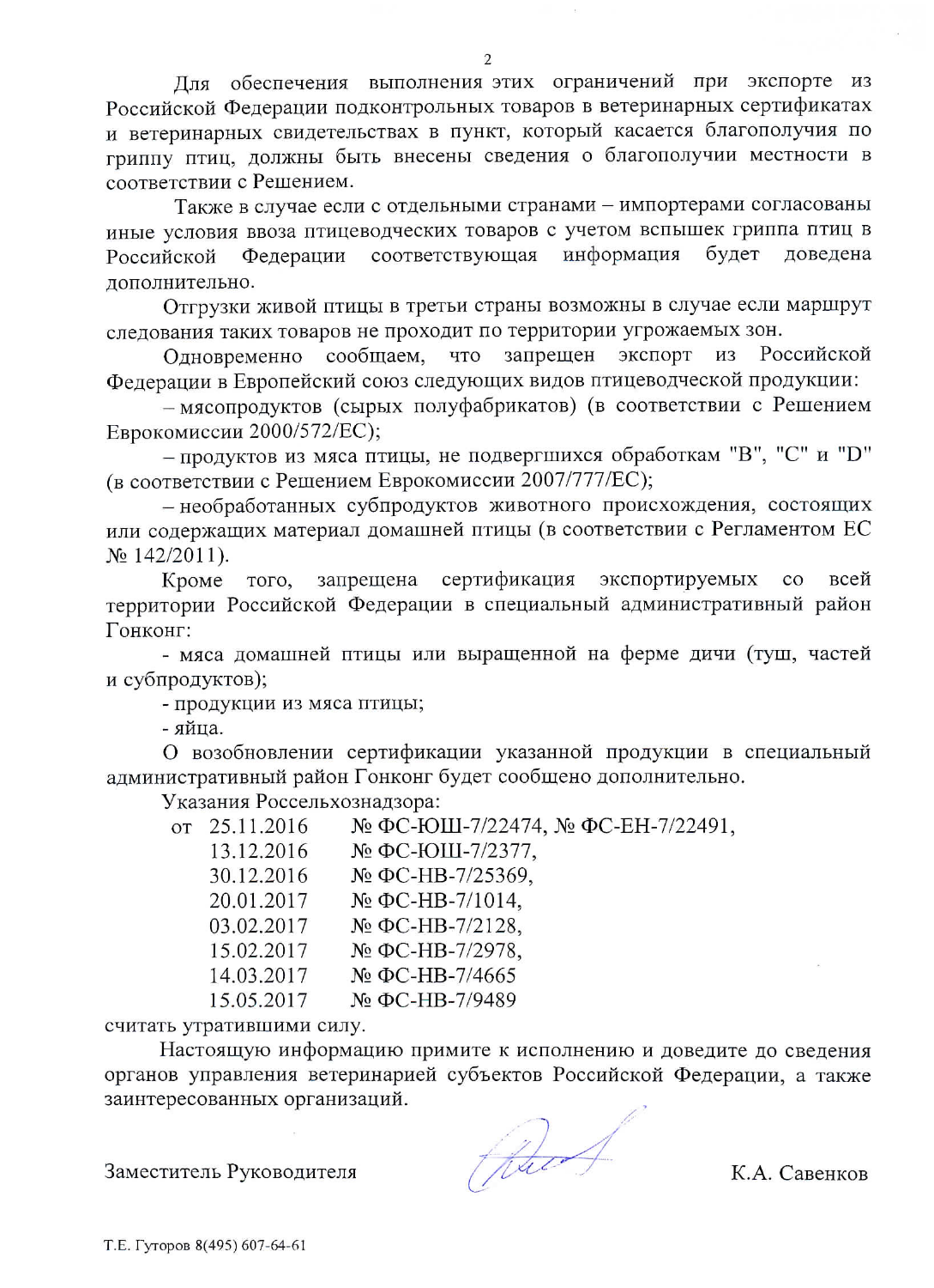Для обеспечения выполнения этих ограничений при экспорте из Российской Федерации подконтрольных товаров в ветеринарных сертификатах и ветеринарных свидетельствах в пункт, который касается благополучия по гриппу птиц, должны быть внесены сведения о благополучии местности в соответствии с Решением.

Также в случае если с отдельными странами – импортерами согласованы иные условия ввоза птицеводческих товаров с учетом вспышек гриппа птиц в Российской Федерации соответствующая информация будет доведена дополнительно.

Отгрузки живой птицы в третьи страны возможны в случае если маршрут следования таких товаров не проходит по территории угрожаемых зон.

Одновременно сообщаем, что запрещен экспорт из Российской Федерации в Европейский союз следующих видов птицеводческой продукции:

– мясопродуктов (сырых полуфабрикатов) (в соответствии с Решением Еврокомиссии 2000/572/ЕС);

– продуктов из мяса птицы, не подвергшихся обработкам "B", "C" и "D" (в соответствии с Решением Еврокомиссии 2007/777/ЕС);

– необработанных субпродуктов животного происхождения, состоящих или содержащих материал домашней птицы (в соответствии с Регламентом ЕС № 142/2011).

Кроме того, запрещена сертификация экспортируемых со всей территории Российской Федерации в специальный административный район Гонконг:

- мяса домашней птицы или выращенной на ферме дичи (туш, частей и субпродуктов);
- продукции из мяса птицы;
- яйца.

О возобновлении сертификации указанной продукции в специальный административный район Гонконг будет сообщено дополнительно.

Указания Россельхознадзора:

от 25.11.2016 № ФС-ЮШ-7/22474, № ФС-ЕН-7/22491,
13.12.2016 № ФС-ЮШ-7/2377,
30.12.2016 № ФС-НВ-7/25369,
20.01.2017 № ФС-НВ-7/1014,
03.02.2017 № ФС-НВ-7/2128,
15.02.2017 № ФС-НВ-7/2978,
14.03.2017 № ФС-НВ-7/4665
15.05.2017 № ФС-НВ-7/9489

считать утратившими силу.

Настоящую информацию примите к исполнению и доведите до сведения органов управления ветеринарией субъектов Российской Федерации, а также заинтересованных организаций.

Заместитель Руководителя К.А. Савенков

Т.Е. Гуторов 8(495) 607-64-61